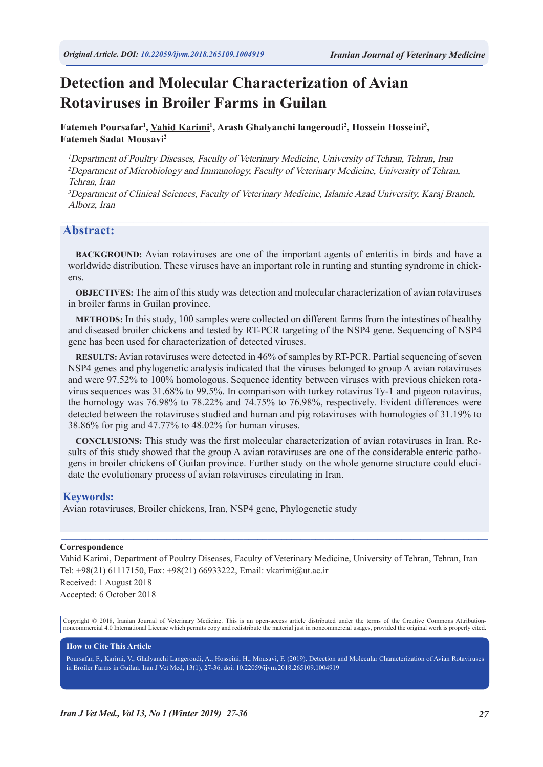*Original Article. DOI: 10.22059/ijvm.2018.265109.1004919*

# Detection and Molecular Characterization of Avian Rotaviruses in Broiler Farms in Guilan

**Fatemeh Poursafar[1], Vahid Karimi[1], Arash Ghalyanchi langeroudi[2], Hossein Hosseini[3], Fatemeh Sadat Mousavi[2]**

[1]*Department of Poultry Diseases, Faculty of Veterinary Medicine, University of Tehran, Tehran, Iran*
[2]*Department of Microbiology and Immunology, Faculty of Veterinary Medicine, University of Tehran, Tehran, Iran*
[3]*Department of Clinical Sciences, Faculty of Veterinary Medicine, Islamic Azad University, Karaj Branch, Alborz, Iran*

## Abstract:

**BACKGROUND:** Avian rotaviruses are one of the important agents of enteritis in birds and have a worldwide distribution. These viruses have an important role in runting and stunting syndrome in chickens.

**OBJECTIVES:** The aim of this study was detection and molecular characterization of avian rotaviruses in broiler farms in Guilan province.

**METHODS:** In this study, 100 samples were collected on different farms from the intestines of healthy and diseased broiler chickens and tested by RT-PCR targeting of the NSP4 gene. Sequencing of NSP4 gene has been used for characterization of detected viruses.

**RESULTS:** Avian rotaviruses were detected in 46% of samples by RT-PCR. Partial sequencing of seven NSP4 genes and phylogenetic analysis indicated that the viruses belonged to group A avian rotaviruses and were 97.52% to 100% homologous. Sequence identity between viruses with previous chicken rotavirus sequences was 31.68% to 99.5%. In comparison with turkey rotavirus Ty-1 and pigeon rotavirus, the homology was 76.98% to 78.22% and 74.75% to 76.98%, respectively. Evident differences were detected between the rotaviruses studied and human and pig rotaviruses with homologies of 31.19% to 38.86% for pig and 47.77% to 48.02% for human viruses.

**CONCLUSIONS:** This study was the first molecular characterization of avian rotaviruses in Iran. Results of this study showed that the group A avian rotaviruses are one of the considerable enteric pathogens in broiler chickens of Guilan province. Further study on the whole genome structure could elucidate the evolutionary process of avian rotaviruses circulating in Iran.

## Keywords:

Avian rotaviruses, Broiler chickens, Iran, NSP4 gene, Phylogenetic study

---

**Correspondence**

Vahid Karimi, Department of Poultry Diseases, Faculty of Veterinary Medicine, University of Tehran, Tehran, Iran
Tel: +98(21) 61117150, Fax: +98(21) 66933222, Email: vkarimi@ut.ac.ir
Received: 1 August 2018
Accepted: 6 October 2018

Copyright © 2018, Iranian Journal of Veterinary Medicine. This is an open-access article distributed under the terms of the Creative Commons Attribution-noncommercial 4.0 International License which permits copy and redistribute the material just in noncommercial usages, provided the original work is properly cited.

**How to Cite This Article**

Poursafar, F., Karimi, V., Ghalyanchi Langeroudi, A., Hosseini, H., Mousavi, F. (2019). Detection and Molecular Characterization of Avian Rotaviruses in Broiler Farms in Guilan. Iran J Vet Med, 13(1), 27-36. doi: 10.22059/ijvm.2018.265109.1004919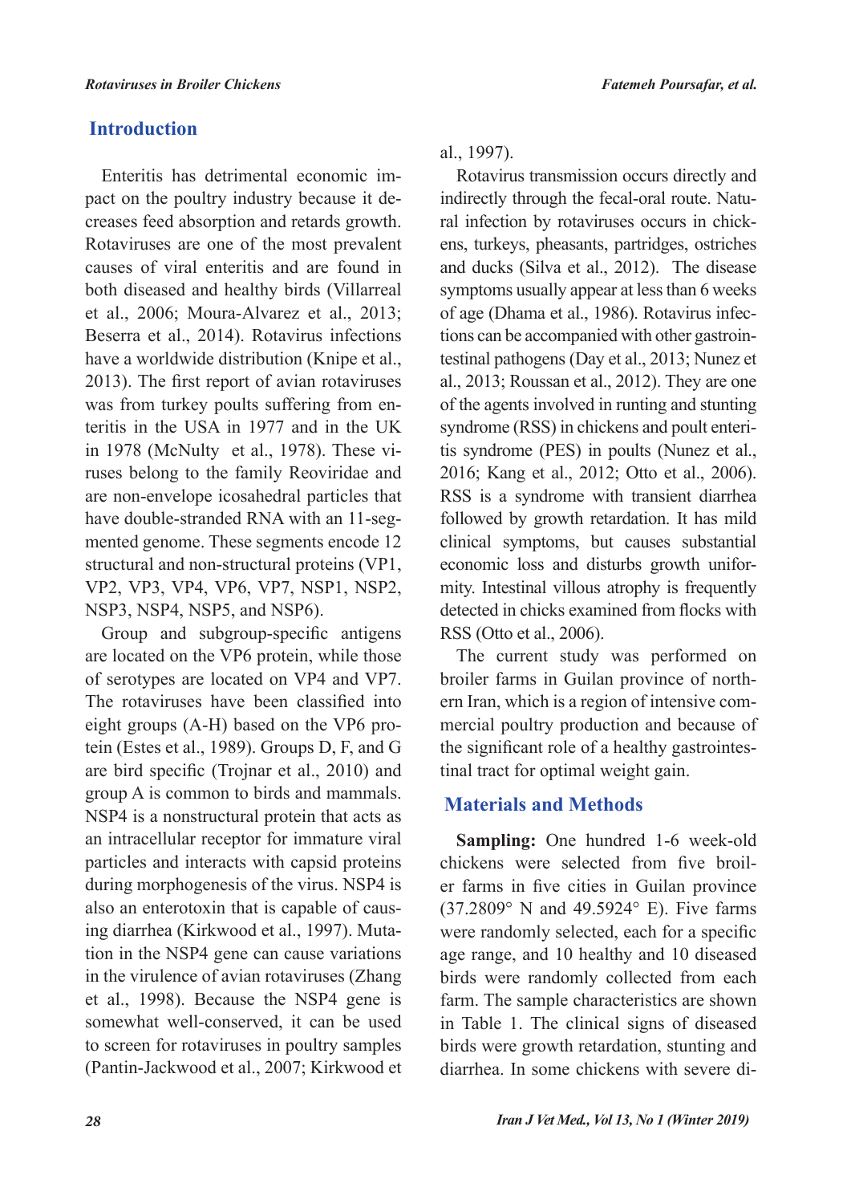## Introduction

Enteritis has detrimental economic impact on the poultry industry because it decreases feed absorption and retards growth. Rotaviruses are one of the most prevalent causes of viral enteritis and are found in both diseased and healthy birds (Villarreal et al., 2006; Moura-Alvarez et al., 2013; Beserra et al., 2014). Rotavirus infections have a worldwide distribution (Knipe et al., 2013). The first report of avian rotaviruses was from turkey poults suffering from enteritis in the USA in 1977 and in the UK in 1978 (McNulty et al., 1978). These viruses belong to the family Reoviridae and are non-envelope icosahedral particles that have double-stranded RNA with an 11-segmented genome. These segments encode 12 structural and non-structural proteins (VP1, VP2, VP3, VP4, VP6, VP7, NSP1, NSP2, NSP3, NSP4, NSP5, and NSP6).

Group and subgroup-specific antigens are located on the VP6 protein, while those of serotypes are located on VP4 and VP7. The rotaviruses have been classified into eight groups (A-H) based on the VP6 protein (Estes et al., 1989). Groups D, F, and G are bird specific (Trojnar et al., 2010) and group A is common to birds and mammals. NSP4 is a nonstructural protein that acts as an intracellular receptor for immature viral particles and interacts with capsid proteins during morphogenesis of the virus. NSP4 is also an enterotoxin that is capable of causing diarrhea (Kirkwood et al., 1997). Mutation in the NSP4 gene can cause variations in the virulence of avian rotaviruses (Zhang et al., 1998). Because the NSP4 gene is somewhat well-conserved, it can be used to screen for rotaviruses in poultry samples (Pantin-Jackwood et al., 2007; Kirkwood et al., 1997).

Rotavirus transmission occurs directly and indirectly through the fecal-oral route. Natural infection by rotaviruses occurs in chickens, turkeys, pheasants, partridges, ostriches and ducks (Silva et al., 2012). The disease symptoms usually appear at less than 6 weeks of age (Dhama et al., 1986). Rotavirus infections can be accompanied with other gastrointestinal pathogens (Day et al., 2013; Nunez et al., 2013; Roussan et al., 2012). They are one of the agents involved in runting and stunting syndrome (RSS) in chickens and poult enteritis syndrome (PES) in poults (Nunez et al., 2016; Kang et al., 2012; Otto et al., 2006). RSS is a syndrome with transient diarrhea followed by growth retardation. It has mild clinical symptoms, but causes substantial economic loss and disturbs growth uniformity. Intestinal villous atrophy is frequently detected in chicks examined from flocks with RSS (Otto et al., 2006).

The current study was performed on broiler farms in Guilan province of northern Iran, which is a region of intensive commercial poultry production and because of the significant role of a healthy gastrointestinal tract for optimal weight gain.

## Materials and Methods

**Sampling:** One hundred 1-6 week-old chickens were selected from five broiler farms in five cities in Guilan province (37.2809° N and 49.5924° E). Five farms were randomly selected, each for a specific age range, and 10 healthy and 10 diseased birds were randomly collected from each farm. The sample characteristics are shown in Table 1. The clinical signs of diseased birds were growth retardation, stunting and diarrhea. In some chickens with severe di-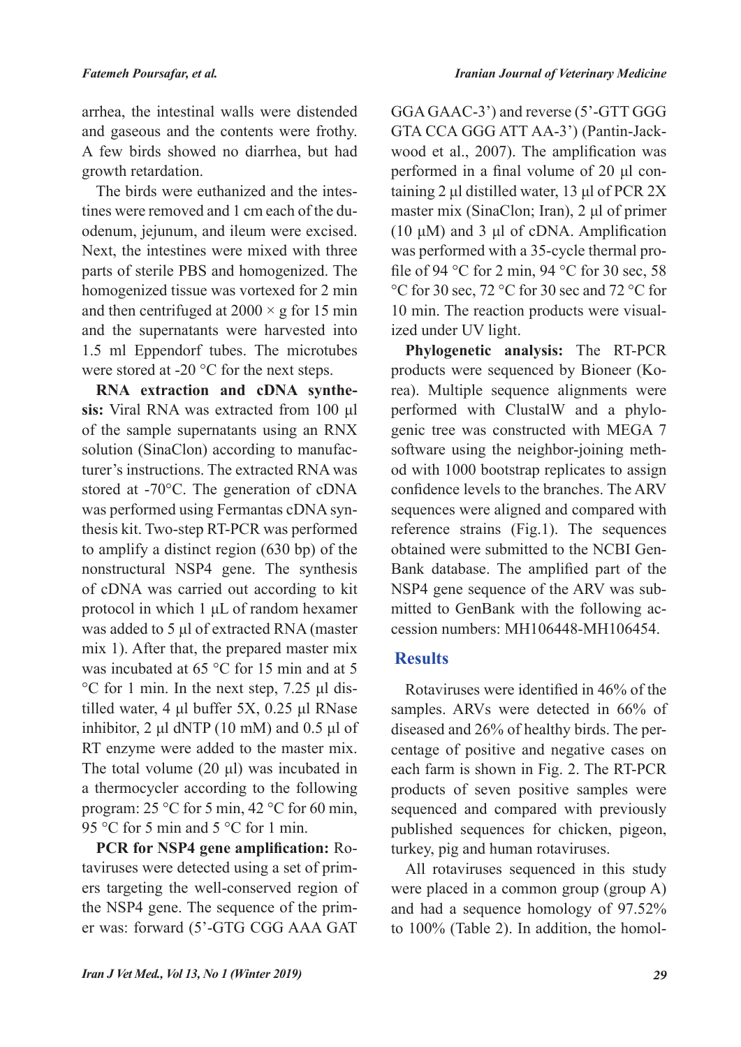arrhea, the intestinal walls were distended and gaseous and the contents were frothy. A few birds showed no diarrhea, but had growth retardation.

The birds were euthanized and the intestines were removed and 1 cm each of the duodenum, jejunum, and ileum were excised. Next, the intestines were mixed with three parts of sterile PBS and homogenized. The homogenized tissue was vortexed for 2 min and then centrifuged at 2000 × g for 15 min and the supernatants were harvested into 1.5 ml Eppendorf tubes. The microtubes were stored at -20 °C for the next steps.

**RNA extraction and cDNA synthesis:** Viral RNA was extracted from 100 µl of the sample supernatants using an RNX solution (SinaClon) according to manufacturer's instructions. The extracted RNA was stored at -70°C. The generation of cDNA was performed using Fermantas cDNA synthesis kit. Two-step RT-PCR was performed to amplify a distinct region (630 bp) of the nonstructural NSP4 gene. The synthesis of cDNA was carried out according to kit protocol in which 1 µL of random hexamer was added to 5 µl of extracted RNA (master mix 1). After that, the prepared master mix was incubated at 65 °C for 15 min and at 5 °C for 1 min. In the next step, 7.25 µl distilled water, 4 µl buffer 5X, 0.25 µl RNase inhibitor, 2 µl dNTP (10 mM) and 0.5 µl of RT enzyme were added to the master mix. The total volume (20 µl) was incubated in a thermocycler according to the following program: 25 °C for 5 min, 42 °C for 60 min, 95 °C for 5 min and 5 °C for 1 min.

**PCR for NSP4 gene amplification:** Rotaviruses were detected using a set of primers targeting the well-conserved region of the NSP4 gene. The sequence of the primer was: forward (5'-GTG CGG AAA GAT GGA GAAC-3') and reverse (5'-GTT GGG GTA CCA GGG ATT AA-3') (Pantin-Jackwood et al., 2007). The amplification was performed in a final volume of 20 µl containing 2 µl distilled water, 13 µl of PCR 2X master mix (SinaClon; Iran), 2 µl of primer (10 µM) and 3 µl of cDNA. Amplification was performed with a 35-cycle thermal profile of 94 °C for 2 min, 94 °C for 30 sec, 58 °C for 30 sec, 72 °C for 30 sec and 72 °C for 10 min. The reaction products were visualized under UV light.

**Phylogenetic analysis:** The RT-PCR products were sequenced by Bioneer (Korea). Multiple sequence alignments were performed with ClustalW and a phylogenic tree was constructed with MEGA 7 software using the neighbor-joining method with 1000 bootstrap replicates to assign confidence levels to the branches. The ARV sequences were aligned and compared with reference strains (Fig.1). The sequences obtained were submitted to the NCBI GenBank database. The amplified part of the NSP4 gene sequence of the ARV was submitted to GenBank with the following accession numbers: MH106448-MH106454.

## Results

Rotaviruses were identified in 46% of the samples. ARVs were detected in 66% of diseased and 26% of healthy birds. The percentage of positive and negative cases on each farm is shown in Fig. 2. The RT-PCR products of seven positive samples were sequenced and compared with previously published sequences for chicken, pigeon, turkey, pig and human rotaviruses.

All rotaviruses sequenced in this study were placed in a common group (group A) and had a sequence homology of 97.52% to 100% (Table 2). In addition, the homol-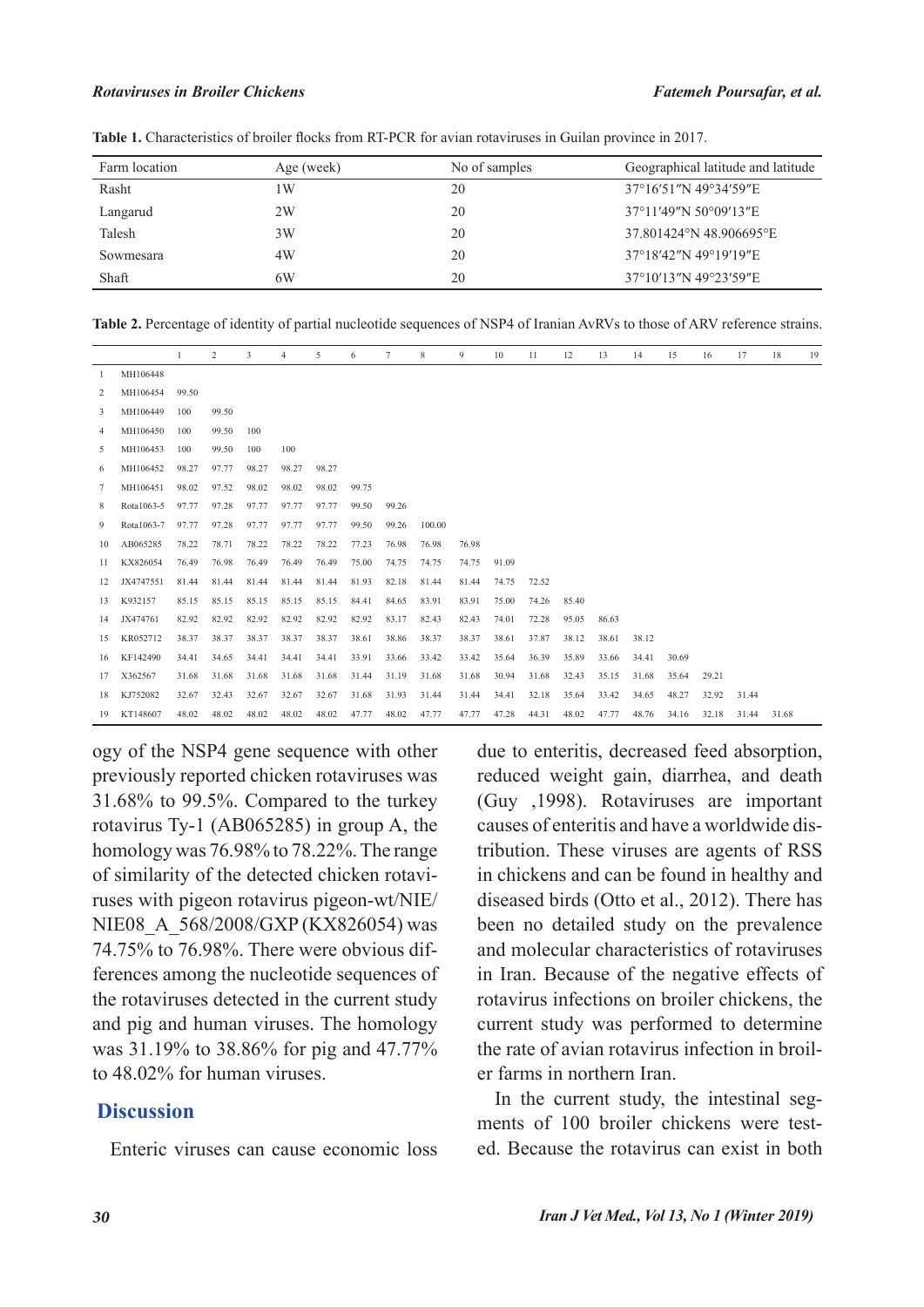**Table 1.** Characteristics of broiler flocks from RT-PCR for avian rotaviruses in Guilan province in 2017.

| Farm location | Age (week) | No of samples | Geographical latitude and latitude |
|---|---|---|---|
| Rasht | 1W | 20 | 37°16′51″N 49°34′59″E |
| Langarud | 2W | 20 | 37°11′49″N 50°09′13″E |
| Talesh | 3W | 20 | 37.801424°N 48.906695°E |
| Sowmesara | 4W | 20 | 37°18′42″N 49°19′19″E |
| Shaft | 6W | 20 | 37°10′13″N 49°23′59″E |

**Table 2.** Percentage of identity of partial nucleotide sequences of NSP4 of Iranian AvRVs to those of ARV reference strains.

| | | 1 | 2 | 3 | 4 | 5 | 6 | 7 | 8 | 9 | 10 | 11 | 12 | 13 | 14 | 15 | 16 | 17 | 18 | 19 |
|---|---|---|---|---|---|---|---|---|---|---|---|---|---|---|---|---|---|---|---|---|
| 1 | MH106448 | | | | | | | | | | | | | | | | | | | |
| 2 | MH106454 | 99.50 | | | | | | | | | | | | | | | | | | |
| 3 | MH106449 | 100 | 99.50 | | | | | | | | | | | | | | | | | |
| 4 | MH106450 | 100 | 99.50 | 100 | | | | | | | | | | | | | | | | |
| 5 | MH106453 | 100 | 99.50 | 100 | 100 | | | | | | | | | | | | | | | |
| 6 | MH106452 | 98.27 | 97.77 | 98.27 | 98.27 | 98.27 | | | | | | | | | | | | | | |
| 7 | MH106451 | 98.02 | 97.52 | 98.02 | 98.02 | 98.02 | 99.75 | | | | | | | | | | | | | |
| 8 | Rota1063-5 | 97.77 | 97.28 | 97.77 | 97.77 | 97.77 | 99.50 | 99.26 | | | | | | | | | | | | |
| 9 | Rota1063-7 | 97.77 | 97.28 | 97.77 | 97.77 | 97.77 | 99.50 | 99.26 | 100.00 | | | | | | | | | | | |
| 10 | AB065285 | 78.22 | 78.71 | 78.22 | 78.22 | 78.22 | 77.23 | 76.98 | 76.98 | 76.98 | | | | | | | | | | |
| 11 | KX826054 | 76.49 | 76.98 | 76.49 | 76.49 | 76.49 | 75.00 | 74.75 | 74.75 | 74.75 | 91.09 | | | | | | | | | |
| 12 | JX4747551 | 81.44 | 81.44 | 81.44 | 81.44 | 81.44 | 81.93 | 82.18 | 81.44 | 81.44 | 74.75 | 72.52 | | | | | | | | |
| 13 | K932157 | 85.15 | 85.15 | 85.15 | 85.15 | 85.15 | 84.41 | 84.65 | 83.91 | 83.91 | 75.00 | 74.26 | 85.40 | | | | | | | |
| 14 | JX474761 | 82.92 | 82.92 | 82.92 | 82.92 | 82.92 | 82.92 | 83.17 | 82.43 | 82.43 | 74.01 | 72.28 | 95.05 | 86.63 | | | | | | |
| 15 | KR052712 | 38.37 | 38.37 | 38.37 | 38.37 | 38.37 | 38.61 | 38.86 | 38.37 | 38.37 | 38.61 | 37.87 | 38.12 | 38.61 | 38.12 | | | | | |
| 16 | KF142490 | 34.41 | 34.65 | 34.41 | 34.41 | 34.41 | 33.91 | 33.66 | 33.42 | 33.42 | 35.64 | 36.39 | 35.89 | 33.66 | 34.41 | 30.69 | | | | |
| 17 | X362567 | 31.68 | 31.68 | 31.68 | 31.68 | 31.68 | 31.44 | 31.19 | 31.68 | 31.68 | 30.94 | 31.68 | 32.43 | 35.15 | 31.68 | 35.64 | 29.21 | | | |
| 18 | KJ752082 | 32.67 | 32.43 | 32.67 | 32.67 | 32.67 | 31.68 | 31.93 | 31.44 | 31.44 | 34.41 | 32.18 | 35.64 | 33.42 | 34.65 | 48.27 | 32.92 | 31.44 | | |
| 19 | KT148607 | 48.02 | 48.02 | 48.02 | 48.02 | 48.02 | 47.77 | 48.02 | 47.77 | 47.77 | 47.28 | 44.31 | 48.02 | 47.77 | 48.76 | 34.16 | 32.18 | 31.44 | 31.68 | |

ogy of the NSP4 gene sequence with other previously reported chicken rotaviruses was 31.68% to 99.5%. Compared to the turkey rotavirus Ty-1 (AB065285) in group A, the homology was 76.98% to 78.22%. The range of similarity of the detected chicken rotaviruses with pigeon rotavirus pigeon-wt/NIE/NIE08_A_568/2008/GXP (KX826054) was 74.75% to 76.98%. There were obvious differences among the nucleotide sequences of the rotaviruses detected in the current study and pig and human viruses. The homology was 31.19% to 38.86% for pig and 47.77% to 48.02% for human viruses.

## Discussion

Enteric viruses can cause economic loss due to enteritis, decreased feed absorption, reduced weight gain, diarrhea, and death (Guy ,1998). Rotaviruses are important causes of enteritis and have a worldwide distribution. These viruses are agents of RSS in chickens and can be found in healthy and diseased birds (Otto et al., 2012). There has been no detailed study on the prevalence and molecular characteristics of rotaviruses in Iran. Because of the negative effects of rotavirus infections on broiler chickens, the current study was performed to determine the rate of avian rotavirus infection in broiler farms in northern Iran.

In the current study, the intestinal segments of 100 broiler chickens were tested. Because the rotavirus can exist in both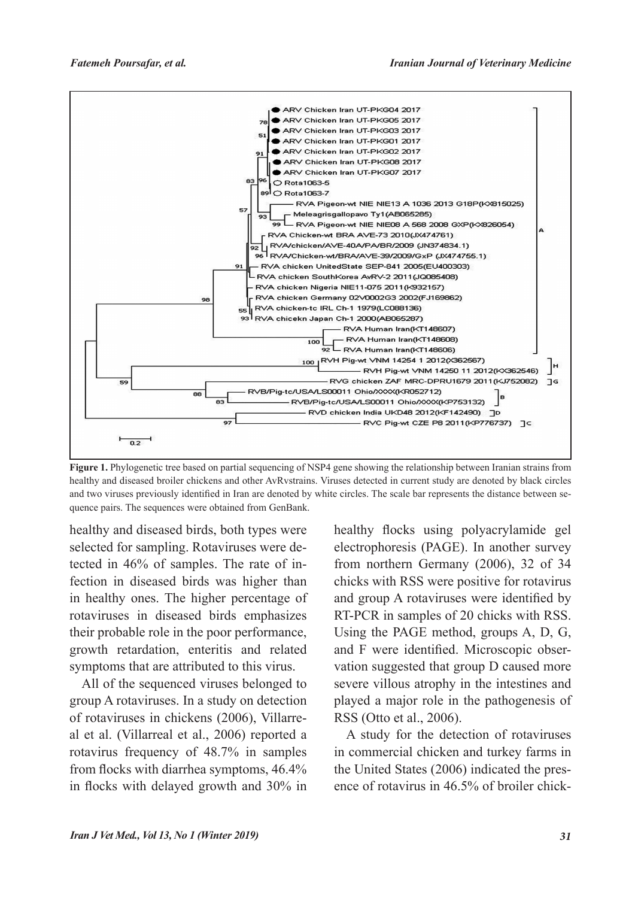**Figure 1.** Phylogenetic tree based on partial sequencing of NSP4 gene showing the relationship between Iranian strains from healthy and diseased broiler chickens and other AvRvstrains. Viruses detected in current study are denoted by black circles and two viruses previously identified in Iran are denoted by white circles. The scale bar represents the distance between sequence pairs. The sequences were obtained from GenBank.

healthy and diseased birds, both types were selected for sampling. Rotaviruses were detected in 46% of samples. The rate of infection in diseased birds was higher than in healthy ones. The higher percentage of rotaviruses in diseased birds emphasizes their probable role in the poor performance, growth retardation, enteritis and related symptoms that are attributed to this virus.

All of the sequenced viruses belonged to group A rotaviruses. In a study on detection of rotaviruses in chickens (2006), Villarreal et al. (Villarreal et al., 2006) reported a rotavirus frequency of 48.7% in samples from flocks with diarrhea symptoms, 46.4% in flocks with delayed growth and 30% in healthy flocks using polyacrylamide gel electrophoresis (PAGE). In another survey from northern Germany (2006), 32 of 34 chicks with RSS were positive for rotavirus and group A rotaviruses were identified by RT-PCR in samples of 20 chicks with RSS. Using the PAGE method, groups A, D, G, and F were identified. Microscopic observation suggested that group D caused more severe villous atrophy in the intestines and played a major role in the pathogenesis of RSS (Otto et al., 2006).

A study for the detection of rotaviruses in commercial chicken and turkey farms in the United States (2006) indicated the presence of rotavirus in 46.5% of broiler chick-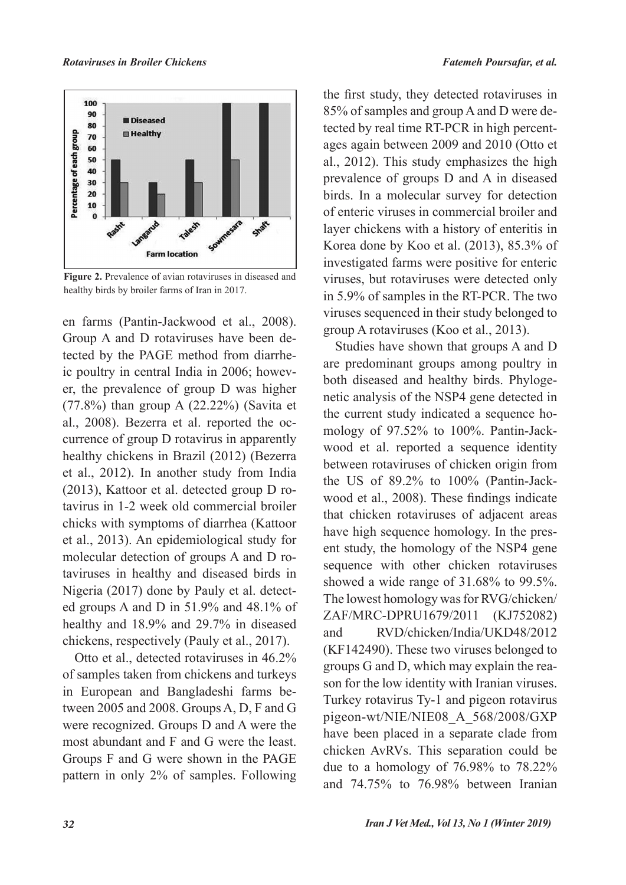**Figure 2.** Prevalence of avian rotaviruses in diseased and healthy birds by broiler farms of Iran in 2017.

en farms (Pantin-Jackwood et al., 2008). Group A and D rotaviruses have been detected by the PAGE method from diarrheic poultry in central India in 2006; however, the prevalence of group D was higher (77.8%) than group A (22.22%) (Savita et al., 2008). Bezerra et al. reported the occurrence of group D rotavirus in apparently healthy chickens in Brazil (2012) (Bezerra et al., 2012). In another study from India (2013), Kattoor et al. detected group D rotavirus in 1-2 week old commercial broiler chicks with symptoms of diarrhea (Kattoor et al., 2013). An epidemiological study for molecular detection of groups A and D rotaviruses in healthy and diseased birds in Nigeria (2017) done by Pauly et al. detected groups A and D in 51.9% and 48.1% of healthy and 18.9% and 29.7% in diseased chickens, respectively (Pauly et al., 2017).

Otto et al., detected rotaviruses in 46.2% of samples taken from chickens and turkeys in European and Bangladeshi farms between 2005 and 2008. Groups A, D, F and G were recognized. Groups D and A were the most abundant and F and G were the least. Groups F and G were shown in the PAGE pattern in only 2% of samples. Following the first study, they detected rotaviruses in 85% of samples and group A and D were detected by real time RT-PCR in high percentages again between 2009 and 2010 (Otto et al., 2012). This study emphasizes the high prevalence of groups D and A in diseased birds. In a molecular survey for detection of enteric viruses in commercial broiler and layer chickens with a history of enteritis in Korea done by Koo et al. (2013), 85.3% of investigated farms were positive for enteric viruses, but rotaviruses were detected only in 5.9% of samples in the RT-PCR. The two viruses sequenced in their study belonged to group A rotaviruses (Koo et al., 2013).

Studies have shown that groups A and D are predominant groups among poultry in both diseased and healthy birds. Phylogenetic analysis of the NSP4 gene detected in the current study indicated a sequence homology of 97.52% to 100%. Pantin-Jackwood et al. reported a sequence identity between rotaviruses of chicken origin from the US of 89.2% to 100% (Pantin-Jackwood et al., 2008). These findings indicate that chicken rotaviruses of adjacent areas have high sequence homology. In the present study, the homology of the NSP4 gene sequence with other chicken rotaviruses showed a wide range of 31.68% to 99.5%. The lowest homology was for RVG/chicken/ZAF/MRC-DPRU1679/2011 (KJ752082) and RVD/chicken/India/UKD48/2012 (KF142490). These two viruses belonged to groups G and D, which may explain the reason for the low identity with Iranian viruses. Turkey rotavirus Ty-1 and pigeon rotavirus pigeon-wt/NIE/NIE08_A_568/2008/GXP have been placed in a separate clade from chicken AvRVs. This separation could be due to a homology of 76.98% to 78.22% and 74.75% to 76.98% between Iranian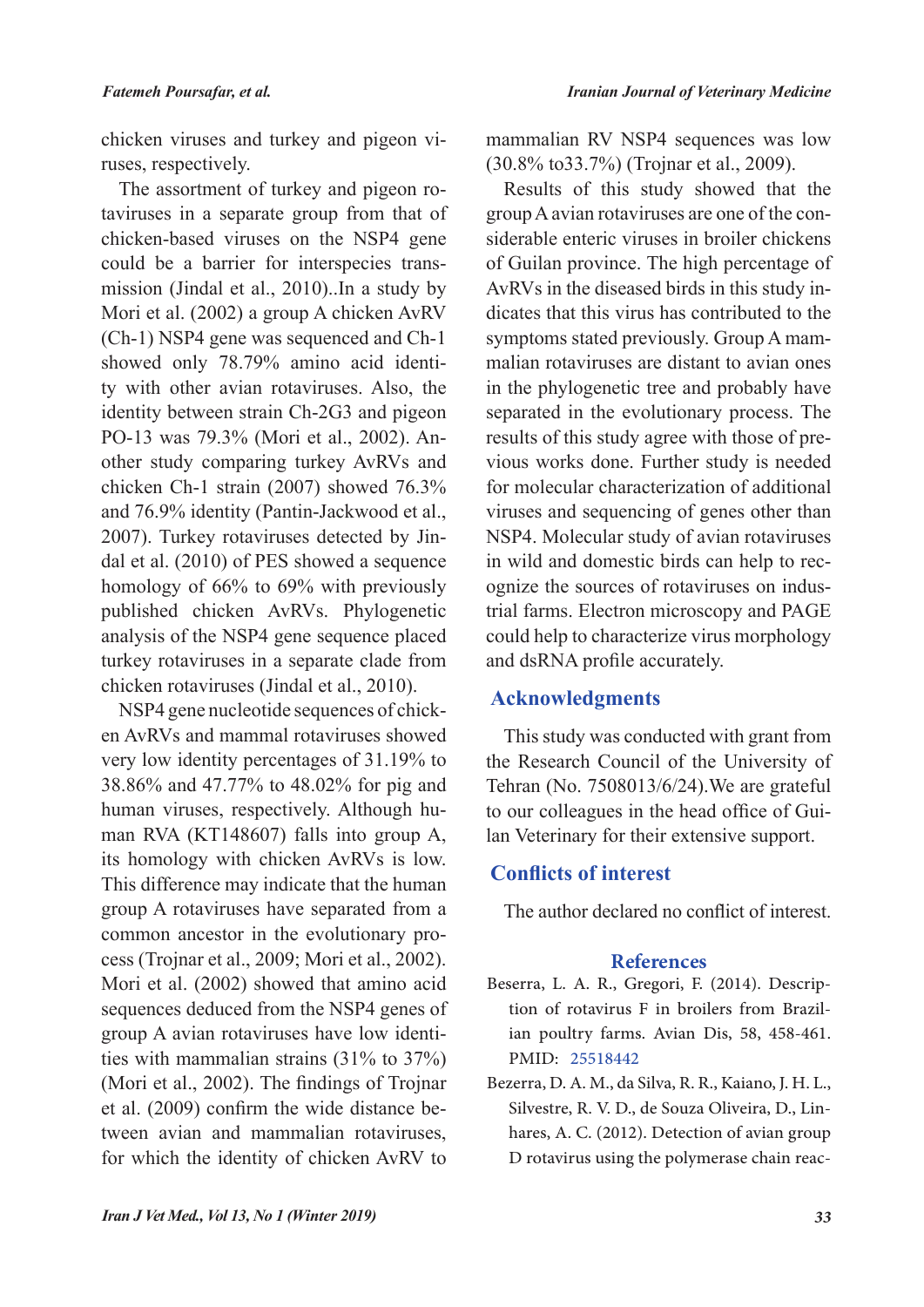chicken viruses and turkey and pigeon viruses, respectively.

The assortment of turkey and pigeon rotaviruses in a separate group from that of chicken-based viruses on the NSP4 gene could be a barrier for interspecies transmission (Jindal et al., 2010)..In a study by Mori et al. (2002) a group A chicken AvRV (Ch-1) NSP4 gene was sequenced and Ch-1 showed only 78.79% amino acid identity with other avian rotaviruses. Also, the identity between strain Ch-2G3 and pigeon PO-13 was 79.3% (Mori et al., 2002). Another study comparing turkey AvRVs and chicken Ch-1 strain (2007) showed 76.3% and 76.9% identity (Pantin-Jackwood et al., 2007). Turkey rotaviruses detected by Jindal et al. (2010) of PES showed a sequence homology of 66% to 69% with previously published chicken AvRVs. Phylogenetic analysis of the NSP4 gene sequence placed turkey rotaviruses in a separate clade from chicken rotaviruses (Jindal et al., 2010).

NSP4 gene nucleotide sequences of chicken AvRVs and mammal rotaviruses showed very low identity percentages of 31.19% to 38.86% and 47.77% to 48.02% for pig and human viruses, respectively. Although human RVA (KT148607) falls into group A, its homology with chicken AvRVs is low. This difference may indicate that the human group A rotaviruses have separated from a common ancestor in the evolutionary process (Trojnar et al., 2009; Mori et al., 2002). Mori et al. (2002) showed that amino acid sequences deduced from the NSP4 genes of group A avian rotaviruses have low identities with mammalian strains (31% to 37%) (Mori et al., 2002). The findings of Trojnar et al. (2009) confirm the wide distance between avian and mammalian rotaviruses, for which the identity of chicken AvRV to mammalian RV NSP4 sequences was low (30.8% to33.7%) (Trojnar et al., 2009).

Results of this study showed that the group A avian rotaviruses are one of the considerable enteric viruses in broiler chickens of Guilan province. The high percentage of AvRVs in the diseased birds in this study indicates that this virus has contributed to the symptoms stated previously. Group A mammalian rotaviruses are distant to avian ones in the phylogenetic tree and probably have separated in the evolutionary process. The results of this study agree with those of previous works done. Further study is needed for molecular characterization of additional viruses and sequencing of genes other than NSP4. Molecular study of avian rotaviruses in wild and domestic birds can help to recognize the sources of rotaviruses on industrial farms. Electron microscopy and PAGE could help to characterize virus morphology and dsRNA profile accurately.

## Acknowledgments

This study was conducted with grant from the Research Council of the University of Tehran (No. 7508013/6/24).We are grateful to our colleagues in the head office of Guilan Veterinary for their extensive support.

## Conflicts of interest

The author declared no conflict of interest.

## References

Beserra, L. A. R., Gregori, F. (2014). Description of rotavirus F in broilers from Brazilian poultry farms. Avian Dis, 58, 458-461. PMID: 25518442

Bezerra, D. A. M., da Silva, R. R., Kaiano, J. H. L., Silvestre, R. V. D., de Souza Oliveira, D., Linhares, A. C. (2012). Detection of avian group D rotavirus using the polymerase chain reac-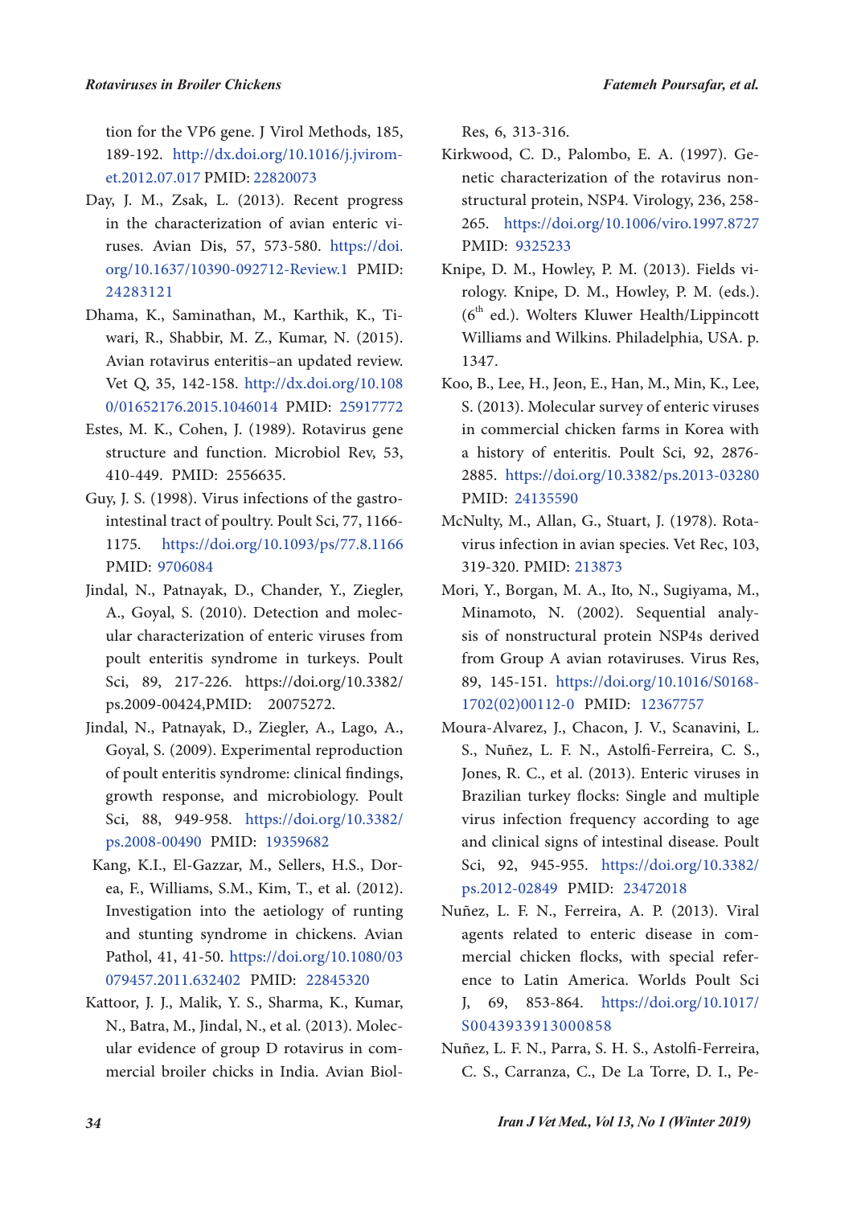tion for the VP6 gene. J Virol Methods, 185, 189-192. http://dx.doi.org/10.1016/j.jviromet.2012.07.017 PMID: 22820073

Day, J. M., Zsak, L. (2013). Recent progress in the characterization of avian enteric viruses. Avian Dis, 57, 573-580. https://doi.org/10.1637/10390-092712-Review.1 PMID: 24283121

Dhama, K., Saminathan, M., Karthik, K., Tiwari, R., Shabbir, M. Z., Kumar, N. (2015). Avian rotavirus enteritis–an updated review. Vet Q, 35, 142-158. http://dx.doi.org/10.1080/01652176.2015.1046014 PMID: 25917772

Estes, M. K., Cohen, J. (1989). Rotavirus gene structure and function. Microbiol Rev, 53, 410-449. PMID: 2556635.

Guy, J. S. (1998). Virus infections of the gastrointestinal tract of poultry. Poult Sci, 77, 1166-1175. https://doi.org/10.1093/ps/77.8.1166 PMID: 9706084

Jindal, N., Patnayak, D., Chander, Y., Ziegler, A., Goyal, S. (2010). Detection and molecular characterization of enteric viruses from poult enteritis syndrome in turkeys. Poult Sci, 89, 217-226. https://doi.org/10.3382/ps.2009-00424,PMID: 20075272.

Jindal, N., Patnayak, D., Ziegler, A., Lago, A., Goyal, S. (2009). Experimental reproduction of poult enteritis syndrome: clinical findings, growth response, and microbiology. Poult Sci, 88, 949-958. https://doi.org/10.3382/ps.2008-00490 PMID: 19359682

Kang, K.I., El-Gazzar, M., Sellers, H.S., Dorea, F., Williams, S.M., Kim, T., et al. (2012). Investigation into the aetiology of runting and stunting syndrome in chickens. Avian Pathol, 41, 41-50. https://doi.org/10.1080/03079457.2011.632402 PMID: 22845320

Kattoor, J. J., Malik, Y. S., Sharma, K., Kumar, N., Batra, M., Jindal, N., et al. (2013). Molecular evidence of group D rotavirus in commercial broiler chicks in India. Avian Biol-Res, 6, 313-316.

Kirkwood, C. D., Palombo, E. A. (1997). Genetic characterization of the rotavirus nonstructural protein, NSP4. Virology, 236, 258-265. https://doi.org/10.1006/viro.1997.8727 PMID: 9325233

Knipe, D. M., Howley, P. M. (2013). Fields virology. Knipe, D. M., Howley, P. M. (eds.). (6th ed.). Wolters Kluwer Health/Lippincott Williams and Wilkins. Philadelphia, USA. p. 1347.

Koo, B., Lee, H., Jeon, E., Han, M., Min, K., Lee, S. (2013). Molecular survey of enteric viruses in commercial chicken farms in Korea with a history of enteritis. Poult Sci, 92, 2876-2885. https://doi.org/10.3382/ps.2013-03280 PMID: 24135590

McNulty, M., Allan, G., Stuart, J. (1978). Rotavirus infection in avian species. Vet Rec, 103, 319-320. PMID: 213873

Mori, Y., Borgan, M. A., Ito, N., Sugiyama, M., Minamoto, N. (2002). Sequential analysis of nonstructural protein NSP4s derived from Group A avian rotaviruses. Virus Res, 89, 145-151. https://doi.org/10.1016/S0168-1702(02)00112-0 PMID: 12367757

Moura-Alvarez, J., Chacon, J. V., Scanavini, L. S., Nuñez, L. F. N., Astolfi-Ferreira, C. S., Jones, R. C., et al. (2013). Enteric viruses in Brazilian turkey flocks: Single and multiple virus infection frequency according to age and clinical signs of intestinal disease. Poult Sci, 92, 945-955. https://doi.org/10.3382/ps.2012-02849 PMID: 23472018

Nuñez, L. F. N., Ferreira, A. P. (2013). Viral agents related to enteric disease in commercial chicken flocks, with special reference to Latin America. Worlds Poult Sci J, 69, 853-864. https://doi.org/10.1017/S0043933913000858

Nuñez, L. F. N., Parra, S. H. S., Astolfi-Ferreira, C. S., Carranza, C., De La Torre, D. I., Pe-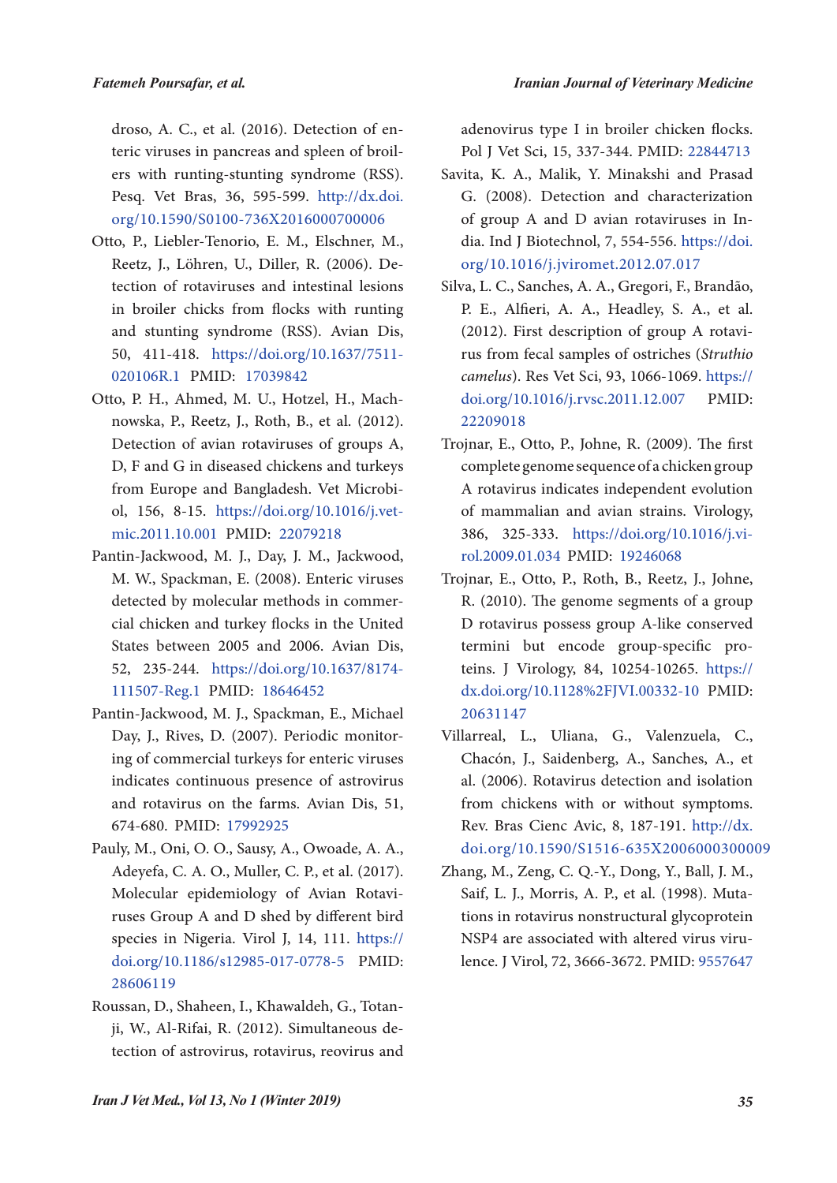droso, A. C., et al. (2016). Detection of enteric viruses in pancreas and spleen of broilers with runting-stunting syndrome (RSS). Pesq. Vet Bras, 36, 595-599. http://dx.doi.org/10.1590/S0100-736X2016000700006

Otto, P., Liebler-Tenorio, E. M., Elschner, M., Reetz, J., Löhren, U., Diller, R. (2006). Detection of rotaviruses and intestinal lesions in broiler chicks from flocks with runting and stunting syndrome (RSS). Avian Dis, 50, 411-418. https://doi.org/10.1637/7511-020106R.1 PMID: 17039842

Otto, P. H., Ahmed, M. U., Hotzel, H., Machnowska, P., Reetz, J., Roth, B., et al. (2012). Detection of avian rotaviruses of groups A, D, F and G in diseased chickens and turkeys from Europe and Bangladesh. Vet Microbiol, 156, 8-15. https://doi.org/10.1016/j.vetmic.2011.10.001 PMID: 22079218

Pantin-Jackwood, M. J., Day, J. M., Jackwood, M. W., Spackman, E. (2008). Enteric viruses detected by molecular methods in commercial chicken and turkey flocks in the United States between 2005 and 2006. Avian Dis, 52, 235-244. https://doi.org/10.1637/8174-111507-Reg.1 PMID: 18646452

Pantin-Jackwood, M. J., Spackman, E., Michael Day, J., Rives, D. (2007). Periodic monitoring of commercial turkeys for enteric viruses indicates continuous presence of astrovirus and rotavirus on the farms. Avian Dis, 51, 674-680. PMID: 17992925

Pauly, M., Oni, O. O., Sausy, A., Owoade, A. A., Adeyefa, C. A. O., Muller, C. P., et al. (2017). Molecular epidemiology of Avian Rotaviruses Group A and D shed by different bird species in Nigeria. Virol J, 14, 111. https://doi.org/10.1186/s12985-017-0778-5 PMID: 28606119

Roussan, D., Shaheen, I., Khawaldeh, G., Totanji, W., Al-Rifai, R. (2012). Simultaneous detection of astrovirus, rotavirus, reovirus and adenovirus type I in broiler chicken flocks. Pol J Vet Sci, 15, 337-344. PMID: 22844713

Savita, K. A., Malik, Y. Minakshi and Prasad G. (2008). Detection and characterization of group A and D avian rotaviruses in India. Ind J Biotechnol, 7, 554-556. https://doi.org/10.1016/j.jviromet.2012.07.017

Silva, L. C., Sanches, A. A., Gregori, F., Brandão, P. E., Alfieri, A. A., Headley, S. A., et al. (2012). First description of group A rotavirus from fecal samples of ostriches (*Struthio camelus*). Res Vet Sci, 93, 1066-1069. https://doi.org/10.1016/j.rvsc.2011.12.007 PMID: 22209018

Trojnar, E., Otto, P., Johne, R. (2009). The first complete genome sequence of a chicken group A rotavirus indicates independent evolution of mammalian and avian strains. Virology, 386, 325-333. https://doi.org/10.1016/j.virol.2009.01.034 PMID: 19246068

Trojnar, E., Otto, P., Roth, B., Reetz, J., Johne, R. (2010). The genome segments of a group D rotavirus possess group A-like conserved termini but encode group-specific proteins. J Virology, 84, 10254-10265. https://dx.doi.org/10.1128%2FJVI.00332-10 PMID: 20631147

Villarreal, L., Uliana, G., Valenzuela, C., Chacón, J., Saidenberg, A., Sanches, A., et al. (2006). Rotavirus detection and isolation from chickens with or without symptoms. Rev. Bras Cienc Avic, 8, 187-191. http://dx.doi.org/10.1590/S1516-635X2006000300009

Zhang, M., Zeng, C. Q.-Y., Dong, Y., Ball, J. M., Saif, L. J., Morris, A. P., et al. (1998). Mutations in rotavirus nonstructural glycoprotein NSP4 are associated with altered virus virulence. J Virol, 72, 3666-3672. PMID: 9557647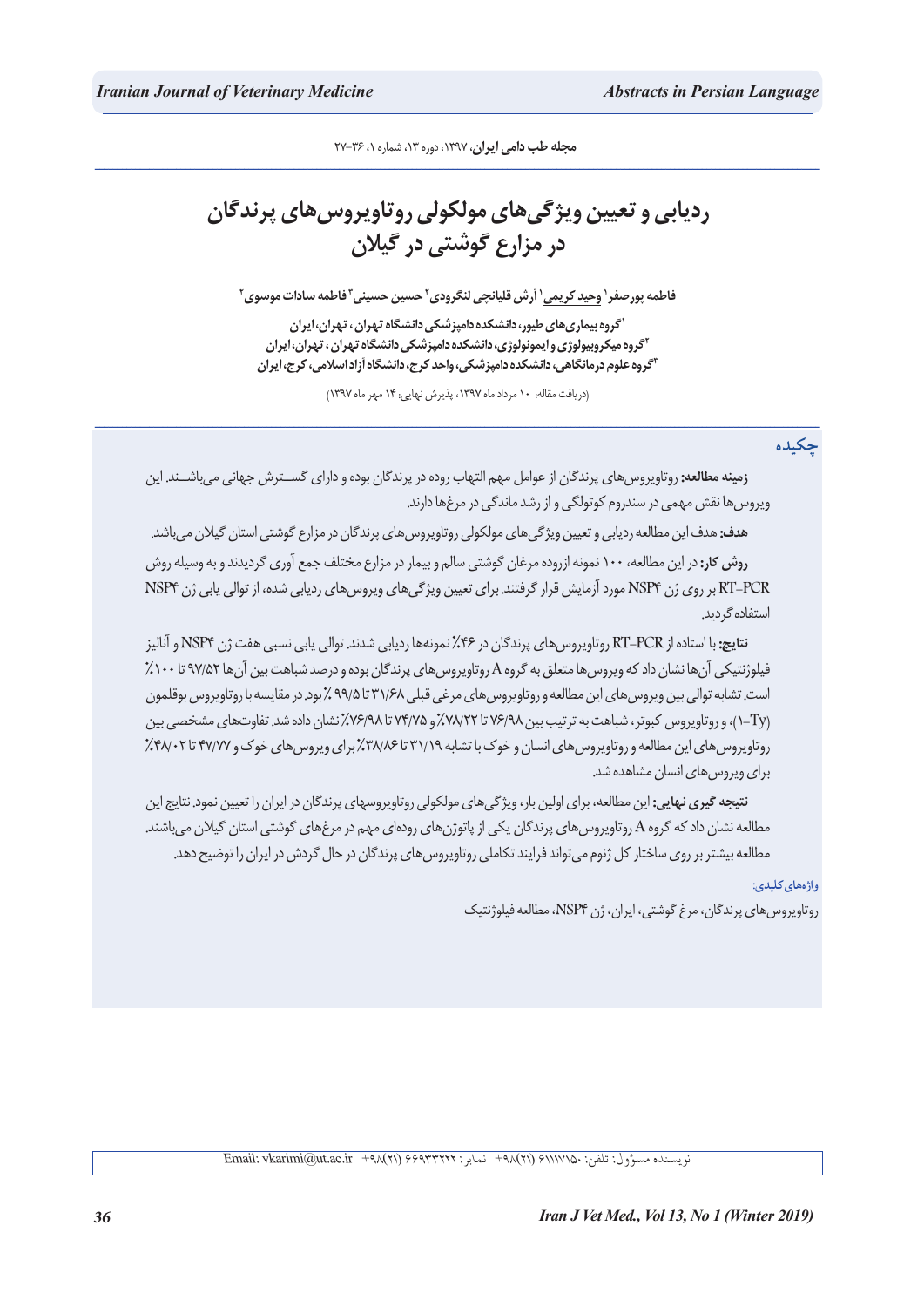# ردیابی و تعیین ویژگی‌های مولکولی روتاویروس‌های پرندگان در مزارع گوشتی در گیلان

**فاطمه پورصفر[1] وحید کریمی[1] آرش قلیانچی لنگرودی[2] حسین حسینی[3] فاطمه سادات موسوی[2]**

[1]گروه بیماری‌های طیور، دانشکده دامپزشکی دانشگاه تهران، تهران، ایران
[2]گروه میکروبیولوژی و ایمونولوژی، دانشکده دامپزشکی دانشگاه تهران، تهران، ایران
[3]گروه علوم درمانگاهی، دانشکده دامپزشکی، واحد کرج، دانشگاه آزاد اسلامی، کرج، ایران

(دریافت مقاله: ۱۰ مرداد ماه ۱۳۹۷، پذیرش نهایی: ۱۴ مهر ماه ۱۳۹۷)

## چکیده

**زمینه مطالعه:** روتاویروس‌های پرندگان از عوامل مهم التهاب روده در پرندگان بوده و دارای گســترش جهانی می‌باشــند. این ویروس‌ها نقش مهمی در سندروم کوتولگی و از رشد ماندگی در مرغ‌ها دارند.

**هدف:** هدف این مطالعه ردیابی و تعیین ویژگی‌های مولکولی روتاویروس‌های پرندگان در مزارع گوشتی استان گیلان می‌باشد.

**روش کار:** در این مطالعه، ۱۰۰ نمونه ازروده مرغان گوشتی سالم و بیمار در مزارع مختلف جمع آوری گردیدند و به وسیله روش RT-PCR بر روی ژن NSP4 مورد آزمایش قرار گرفتند. برای تعیین ویژگی‌های ویروس‌های ردیابی شده، از توالی یابی ژن NSP4 استفاده گردید.

**نتایج:** با استاده از RT-PCR روتاویروس‌های پرندگان در ۴۶٪ نمونه‌ها ردیابی شدند. توالی یابی نسبی هفت ژن NSP4 و آنالیز فیلوژنتیکی آن‌ها نشان داد که ویروس‌ها متعلق به گروه A روتاویروس‌های پرندگان بوده و درصد شباهت بین آن‌ها ۹۷/۵۲ تا ۱۰۰٪ است. تشابه توالی بین ویروس‌های این مطالعه و روتاویروس‌های مرغی قبلی ۳۱/۶۸ تا ۹۹/۵ ٪ بود. در مقایسه با روتاویروس بوقلمون (Ty-1)، و روتاویروس کبوتر، شباهت به ترتیب بین ۷۶/۹۸ تا ۷۸/۲۲٪ و ۷۴/۷۵ تا ۷۶/۹۸٪ نشان داده شد. تفاوت‌های مشخصی بین روتاویروس‌های این مطالعه و روتاویروس‌های انسان و خوک با تشابه ۳۱/۱۹ تا ۳۸/۸۶٪ برای ویروس‌های خوک و ۴۷/۷۷ تا ۴۸/۰۲٪ برای ویروس‌های انسان مشاهده شد.

**نتیجه گیری نهایی:** این مطالعه، برای اولین بار، ویژگی‌های مولکولی روتاویروسهای پرندگان در ایران را تعیین نمود. نتایج این مطالعه نشان داد که گروه A روتاویروس‌های پرندگان یکی از پاتوژن‌های روده‌ای مهم در مرغ‌های گوشتی استان گیلان می‌باشند. مطالعه بیشتر بر روی ساختار کل ژنوم می‌تواند فرایند تکاملی روتاویروس‌های پرندگان در حال گردش در ایران را توضیح دهد.

**واژه‌های کلیدی:**
روتاویروس‌های پرندگان، مرغ گوشتی، ایران، ژن NSP4، مطالعه فیلوژنتیک

نویسنده مسؤول: تلفن: ۶۱۱۱۷۱۵۰ (۲۱)۹۸+ نمابر: ۶۶۹۳۳۲۲۲ (۲۱)۹۸+ Email: vkarimi@ut.ac.ir